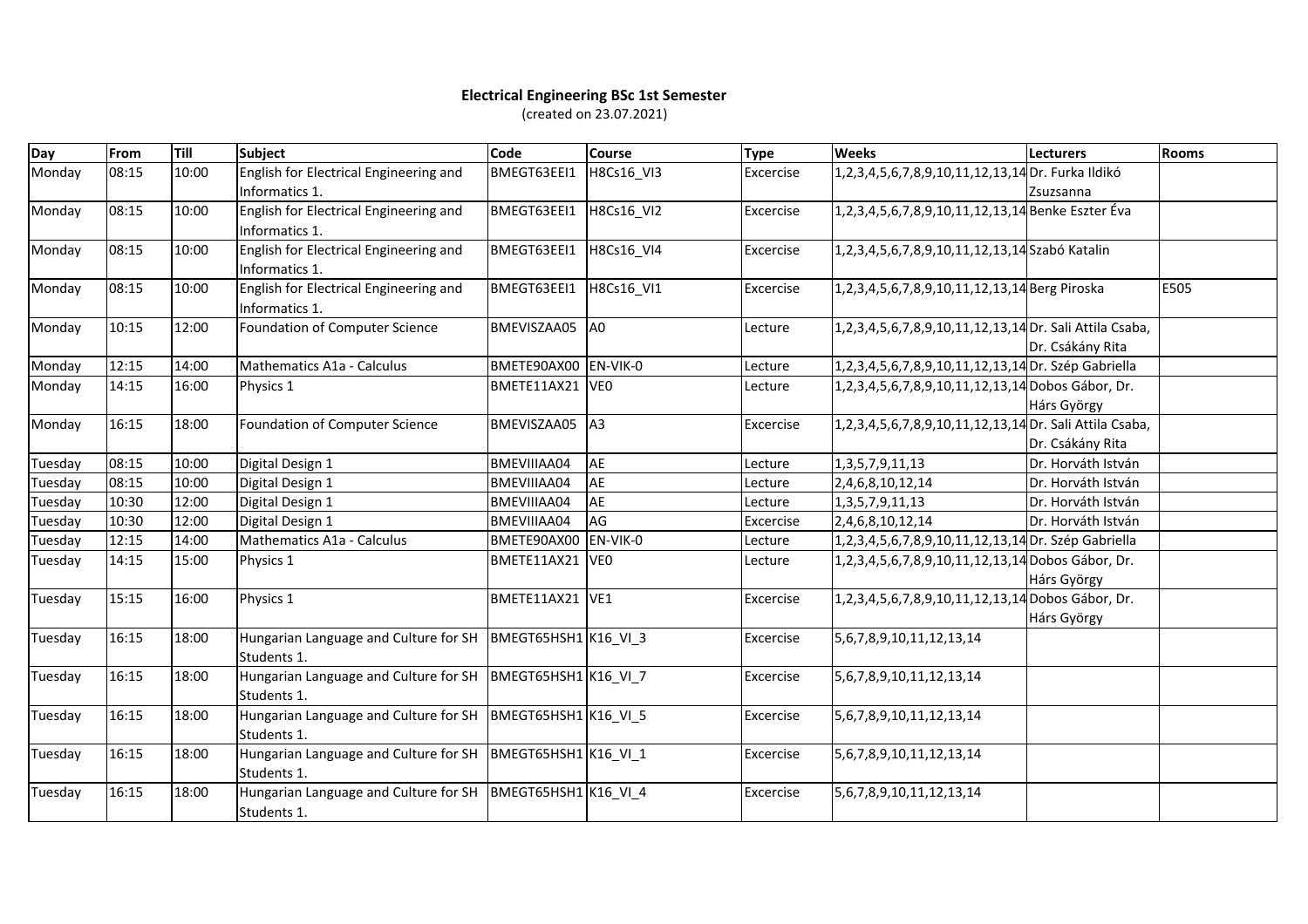**Electrical Engineering BSc 1st Semester**

(created on 23.07.2021)

| Day | From | Till | Subject | Code | Course | Type | Weeks | Lecturers | Rooms |
|---|---|---|---|---|---|---|---|---|---|
| Monday | 08:15 | 10:00 | English for Electrical Engineering and Informatics 1. | BMEGT63EEI1 | H8Cs16_VI3 | Excercise | 1,2,3,4,5,6,7,8,9,10,11,12,13,14 | Dr. Furka Ildikó Zsuzsanna | |
| Monday | 08:15 | 10:00 | English for Electrical Engineering and Informatics 1. | BMEGT63EEI1 | H8Cs16_VI2 | Excercise | 1,2,3,4,5,6,7,8,9,10,11,12,13,14 | Benke Eszter Éva | |
| Monday | 08:15 | 10:00 | English for Electrical Engineering and Informatics 1. | BMEGT63EEI1 | H8Cs16_VI4 | Excercise | 1,2,3,4,5,6,7,8,9,10,11,12,13,14 | Szabó Katalin | |
| Monday | 08:15 | 10:00 | English for Electrical Engineering and Informatics 1. | BMEGT63EEI1 | H8Cs16_VI1 | Excercise | 1,2,3,4,5,6,7,8,9,10,11,12,13,14 | Berg Piroska | E505 |
| Monday | 10:15 | 12:00 | Foundation of Computer Science | BMEVISZAA05 | A0 | Lecture | 1,2,3,4,5,6,7,8,9,10,11,12,13,14 | Dr. Sali Attila Csaba, Dr. Csákány Rita | |
| Monday | 12:15 | 14:00 | Mathematics A1a - Calculus | BMETE90AX00 | EN-VIK-0 | Lecture | 1,2,3,4,5,6,7,8,9,10,11,12,13,14 | Dr. Szép Gabriella | |
| Monday | 14:15 | 16:00 | Physics 1 | BMETE11AX21 | VE0 | Lecture | 1,2,3,4,5,6,7,8,9,10,11,12,13,14 | Dobos Gábor, Dr. Hárs György | |
| Monday | 16:15 | 18:00 | Foundation of Computer Science | BMEVISZAA05 | A3 | Excercise | 1,2,3,4,5,6,7,8,9,10,11,12,13,14 | Dr. Sali Attila Csaba, Dr. Csákány Rita | |
| Tuesday | 08:15 | 10:00 | Digital Design 1 | BMEVIIIAA04 | AE | Lecture | 1,3,5,7,9,11,13 | Dr. Horváth István | |
| Tuesday | 08:15 | 10:00 | Digital Design 1 | BMEVIIIAA04 | AE | Lecture | 2,4,6,8,10,12,14 | Dr. Horváth István | |
| Tuesday | 10:30 | 12:00 | Digital Design 1 | BMEVIIIAA04 | AE | Lecture | 1,3,5,7,9,11,13 | Dr. Horváth István | |
| Tuesday | 10:30 | 12:00 | Digital Design 1 | BMEVIIIAA04 | AG | Excercise | 2,4,6,8,10,12,14 | Dr. Horváth István | |
| Tuesday | 12:15 | 14:00 | Mathematics A1a - Calculus | BMETE90AX00 | EN-VIK-0 | Lecture | 1,2,3,4,5,6,7,8,9,10,11,12,13,14 | Dr. Szép Gabriella | |
| Tuesday | 14:15 | 15:00 | Physics 1 | BMETE11AX21 | VE0 | Lecture | 1,2,3,4,5,6,7,8,9,10,11,12,13,14 | Dobos Gábor, Dr. Hárs György | |
| Tuesday | 15:15 | 16:00 | Physics 1 | BMETE11AX21 | VE1 | Excercise | 1,2,3,4,5,6,7,8,9,10,11,12,13,14 | Dobos Gábor, Dr. Hárs György | |
| Tuesday | 16:15 | 18:00 | Hungarian Language and Culture for SH Students 1. | BMEGT65HSH1 | K16_VI_3 | Excercise | 5,6,7,8,9,10,11,12,13,14 | | |
| Tuesday | 16:15 | 18:00 | Hungarian Language and Culture for SH Students 1. | BMEGT65HSH1 | K16_VI_7 | Excercise | 5,6,7,8,9,10,11,12,13,14 | | |
| Tuesday | 16:15 | 18:00 | Hungarian Language and Culture for SH Students 1. | BMEGT65HSH1 | K16_VI_5 | Excercise | 5,6,7,8,9,10,11,12,13,14 | | |
| Tuesday | 16:15 | 18:00 | Hungarian Language and Culture for SH Students 1. | BMEGT65HSH1 | K16_VI_1 | Excercise | 5,6,7,8,9,10,11,12,13,14 | | |
| Tuesday | 16:15 | 18:00 | Hungarian Language and Culture for SH Students 1. | BMEGT65HSH1 | K16_VI_4 | Excercise | 5,6,7,8,9,10,11,12,13,14 | | |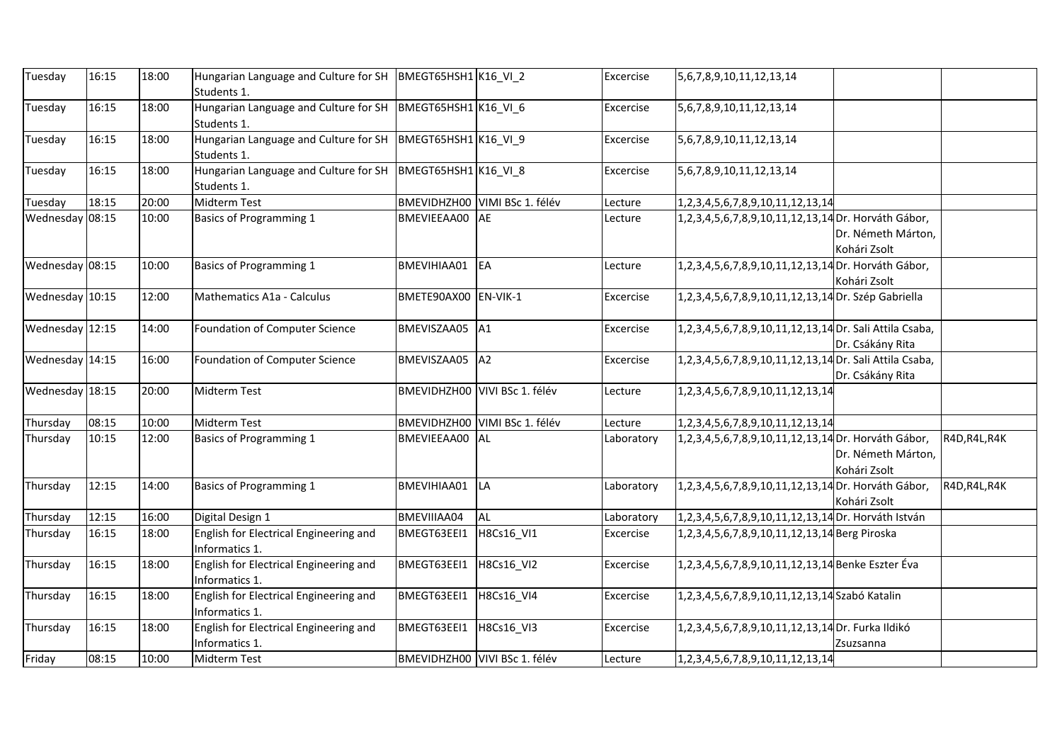| Tuesday | 16:15 | 18:00 | Hungarian Language and Culture for SH Students 1. | BMEGT65HSH1 | K16_VI_2 | Excercise | 5,6,7,8,9,10,11,12,13,14 | | |
|---|---|---|---|---|---|---|---|---|---|
| Tuesday | 16:15 | 18:00 | Hungarian Language and Culture for SH Students 1. | BMEGT65HSH1 | K16_VI_6 | Excercise | 5,6,7,8,9,10,11,12,13,14 | | |
| Tuesday | 16:15 | 18:00 | Hungarian Language and Culture for SH Students 1. | BMEGT65HSH1 | K16_VI_9 | Excercise | 5,6,7,8,9,10,11,12,13,14 | | |
| Tuesday | 16:15 | 18:00 | Hungarian Language and Culture for SH Students 1. | BMEGT65HSH1 | K16_VI_8 | Excercise | 5,6,7,8,9,10,11,12,13,14 | | |
| Tuesday | 18:15 | 20:00 | Midterm Test | BMEVIDHZH00 | VIMI BSc 1. félév | Lecture | 1,2,3,4,5,6,7,8,9,10,11,12,13,14 | | |
| Wednesday | 08:15 | 10:00 | Basics of Programming 1 | BMEVIEEAA00 | AE | Lecture | 1,2,3,4,5,6,7,8,9,10,11,12,13,14 | Dr. Horváth Gábor, Dr. Németh Márton, Kohári Zsolt | |
| Wednesday | 08:15 | 10:00 | Basics of Programming 1 | BMEVIHIAA01 | EA | Lecture | 1,2,3,4,5,6,7,8,9,10,11,12,13,14 | Dr. Horváth Gábor, Kohári Zsolt | |
| Wednesday | 10:15 | 12:00 | Mathematics A1a - Calculus | BMETE90AX00 | EN-VIK-1 | Excercise | 1,2,3,4,5,6,7,8,9,10,11,12,13,14 | Dr. Szép Gabriella | |
| Wednesday | 12:15 | 14:00 | Foundation of Computer Science | BMEVISZAA05 | A1 | Excercise | 1,2,3,4,5,6,7,8,9,10,11,12,13,14 | Dr. Sali Attila Csaba, Dr. Csákány Rita | |
| Wednesday | 14:15 | 16:00 | Foundation of Computer Science | BMEVISZAA05 | A2 | Excercise | 1,2,3,4,5,6,7,8,9,10,11,12,13,14 | Dr. Sali Attila Csaba, Dr. Csákány Rita | |
| Wednesday | 18:15 | 20:00 | Midterm Test | BMEVIDHZH00 | VIVI BSc 1. félév | Lecture | 1,2,3,4,5,6,7,8,9,10,11,12,13,14 | | |
| Thursday | 08:15 | 10:00 | Midterm Test | BMEVIDHZH00 | VIMI BSc 1. félév | Lecture | 1,2,3,4,5,6,7,8,9,10,11,12,13,14 | | |
| Thursday | 10:15 | 12:00 | Basics of Programming 1 | BMEVIEEAA00 | AL | Laboratory | 1,2,3,4,5,6,7,8,9,10,11,12,13,14 | Dr. Horváth Gábor, Dr. Németh Márton, Kohári Zsolt | R4D,R4L,R4K |
| Thursday | 12:15 | 14:00 | Basics of Programming 1 | BMEVIHIAA01 | LA | Laboratory | 1,2,3,4,5,6,7,8,9,10,11,12,13,14 | Dr. Horváth Gábor, Kohári Zsolt | R4D,R4L,R4K |
| Thursday | 12:15 | 16:00 | Digital Design 1 | BMEVIIIAA04 | AL | Laboratory | 1,2,3,4,5,6,7,8,9,10,11,12,13,14 | Dr. Horváth István | |
| Thursday | 16:15 | 18:00 | English for Electrical Engineering and Informatics 1. | BMEGT63EEI1 | H8Cs16_VI1 | Excercise | 1,2,3,4,5,6,7,8,9,10,11,12,13,14 | Berg Piroska | |
| Thursday | 16:15 | 18:00 | English for Electrical Engineering and Informatics 1. | BMEGT63EEI1 | H8Cs16_VI2 | Excercise | 1,2,3,4,5,6,7,8,9,10,11,12,13,14 | Benke Eszter Éva | |
| Thursday | 16:15 | 18:00 | English for Electrical Engineering and Informatics 1. | BMEGT63EEI1 | H8Cs16_VI4 | Excercise | 1,2,3,4,5,6,7,8,9,10,11,12,13,14 | Szabó Katalin | |
| Thursday | 16:15 | 18:00 | English for Electrical Engineering and Informatics 1. | BMEGT63EEI1 | H8Cs16_VI3 | Excercise | 1,2,3,4,5,6,7,8,9,10,11,12,13,14 | Dr. Furka Ildikó Zsuzsanna | |
| Friday | 08:15 | 10:00 | Midterm Test | BMEVIDHZH00 | VIVI BSc 1. félév | Lecture | 1,2,3,4,5,6,7,8,9,10,11,12,13,14 | | |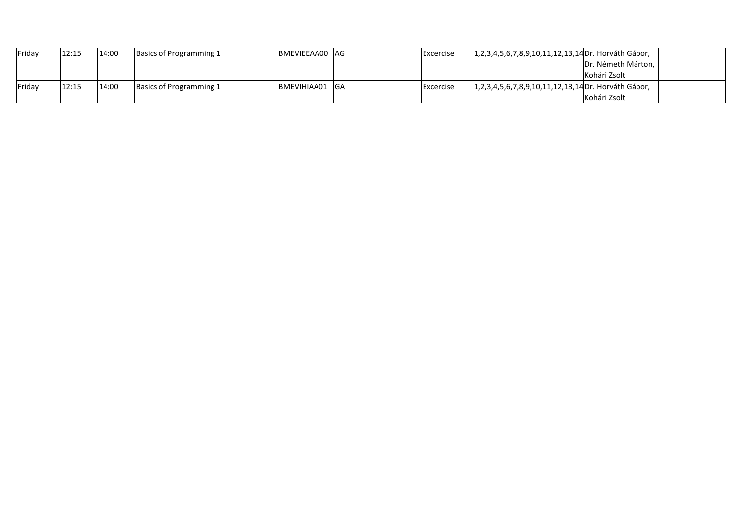| | | | | | | | | | | |
|---|---|---|---|---|---|---|---|---|---|---|
| Friday | 12:15 | 14:00 | Basics of Programming 1 | BMEVIEEAA00 | AG | | Excercise | 1,2,3,4,5,6,7,8,9,10,11,12,13,14 | Dr. Horváth Gábor, Dr. Németh Márton, Kohári Zsolt | |
| Friday | 12:15 | 14:00 | Basics of Programming 1 | BMEVIHIAA01 | GA | | Excercise | 1,2,3,4,5,6,7,8,9,10,11,12,13,14 | Dr. Horváth Gábor, Kohári Zsolt | |